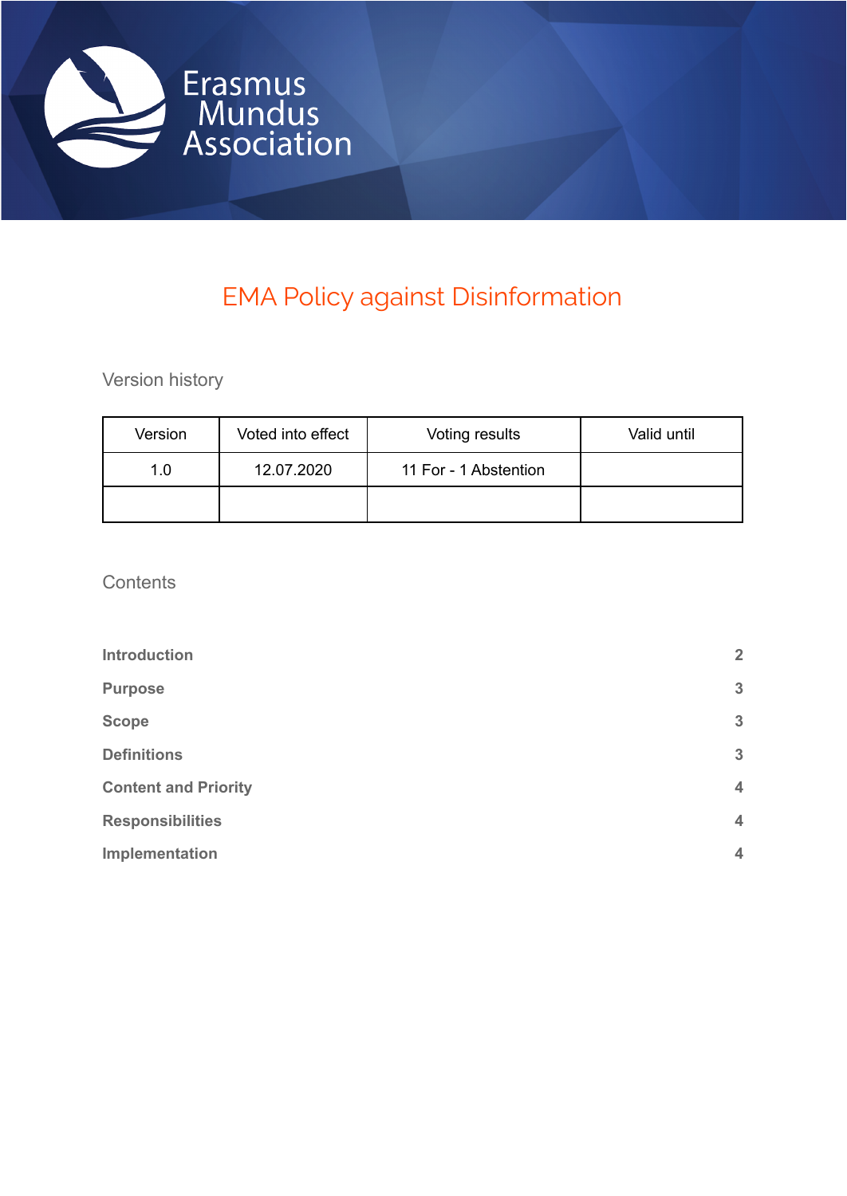Erasmus Mundus Association

# EMA Policy against Disinformation

## Version history

| Version | Voted into effect | Voting results | Valid until |
|---|---|---|---|
| 1.0 | 12.07.2020 | 11 For - 1 Abstention | |
| | | | |

## Contents

| | |
|---|---|
| **Introduction** | **2** |
| **Purpose** | **3** |
| **Scope** | **3** |
| **Definitions** | **3** |
| **Content and Priority** | **4** |
| **Responsibilities** | **4** |
| **Implementation** | **4** |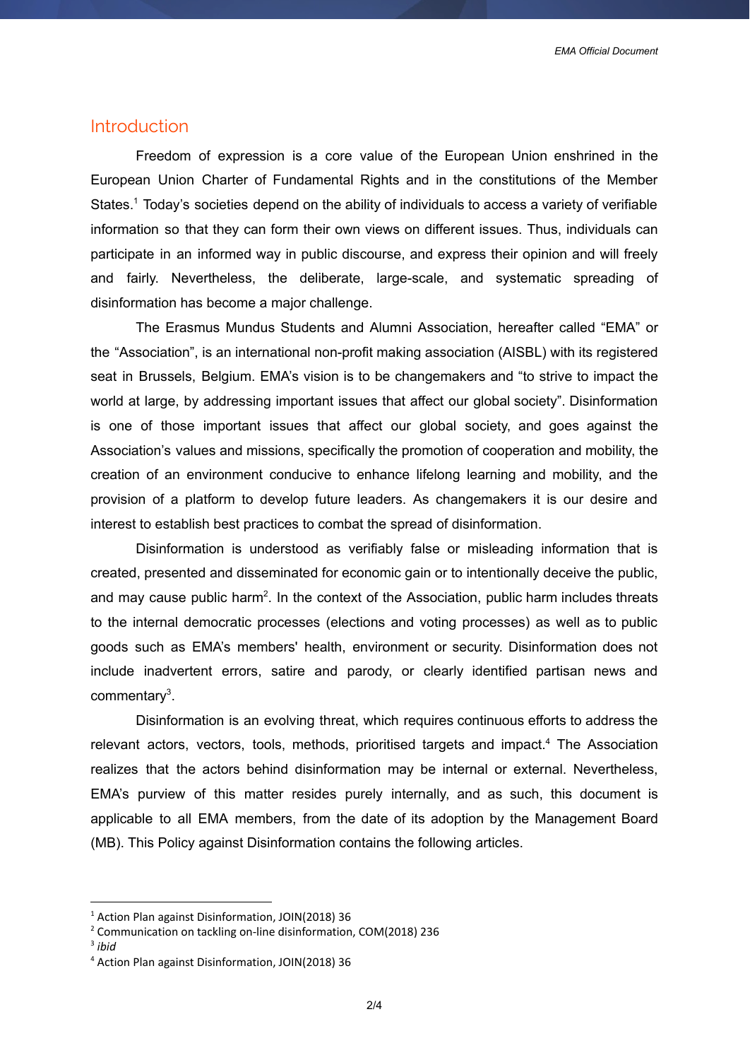## Introduction

Freedom of expression is a core value of the European Union enshrined in the European Union Charter of Fundamental Rights and in the constitutions of the Member States.[1] Today's societies depend on the ability of individuals to access a variety of verifiable information so that they can form their own views on different issues. Thus, individuals can participate in an informed way in public discourse, and express their opinion and will freely and fairly. Nevertheless, the deliberate, large-scale, and systematic spreading of disinformation has become a major challenge.

The Erasmus Mundus Students and Alumni Association, hereafter called "EMA" or the "Association", is an international non-profit making association (AISBL) with its registered seat in Brussels, Belgium. EMA's vision is to be changemakers and "to strive to impact the world at large, by addressing important issues that affect our global society". Disinformation is one of those important issues that affect our global society, and goes against the Association's values and missions, specifically the promotion of cooperation and mobility, the creation of an environment conducive to enhance lifelong learning and mobility, and the provision of a platform to develop future leaders. As changemakers it is our desire and interest to establish best practices to combat the spread of disinformation.

Disinformation is understood as verifiably false or misleading information that is created, presented and disseminated for economic gain or to intentionally deceive the public, and may cause public harm[2]. In the context of the Association, public harm includes threats to the internal democratic processes (elections and voting processes) as well as to public goods such as EMA's members' health, environment or security. Disinformation does not include inadvertent errors, satire and parody, or clearly identified partisan news and commentary[3].

Disinformation is an evolving threat, which requires continuous efforts to address the relevant actors, vectors, tools, methods, prioritised targets and impact.[4] The Association realizes that the actors behind disinformation may be internal or external. Nevertheless, EMA's purview of this matter resides purely internally, and as such, this document is applicable to all EMA members, from the date of its adoption by the Management Board (MB). This Policy against Disinformation contains the following articles.

---

[1] Action Plan against Disinformation, JOIN(2018) 36

[2] Communication on tackling on-line disinformation, COM(2018) 236

[3] *ibid*

[4] Action Plan against Disinformation, JOIN(2018) 36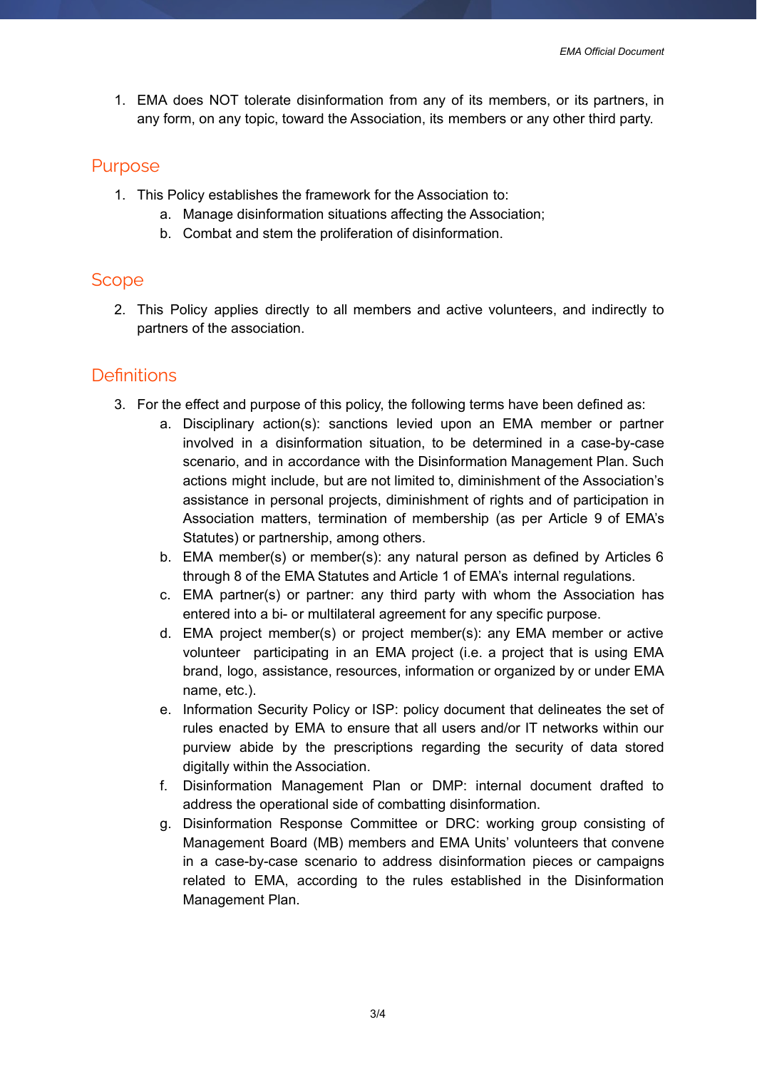1. EMA does NOT tolerate disinformation from any of its members, or its partners, in any form, on any topic, toward the Association, its members or any other third party.

## Purpose

1. This Policy establishes the framework for the Association to:
   a. Manage disinformation situations affecting the Association;
   b. Combat and stem the proliferation of disinformation.

## Scope

2. This Policy applies directly to all members and active volunteers, and indirectly to partners of the association.

## Definitions

3. For the effect and purpose of this policy, the following terms have been defined as:
   a. Disciplinary action(s): sanctions levied upon an EMA member or partner involved in a disinformation situation, to be determined in a case-by-case scenario, and in accordance with the Disinformation Management Plan. Such actions might include, but are not limited to, diminishment of the Association's assistance in personal projects, diminishment of rights and of participation in Association matters, termination of membership (as per Article 9 of EMA's Statutes) or partnership, among others.
   b. EMA member(s) or member(s): any natural person as defined by Articles 6 through 8 of the EMA Statutes and Article 1 of EMA's internal regulations.
   c. EMA partner(s) or partner: any third party with whom the Association has entered into a bi- or multilateral agreement for any specific purpose.
   d. EMA project member(s) or project member(s): any EMA member or active volunteer participating in an EMA project (i.e. a project that is using EMA brand, logo, assistance, resources, information or organized by or under EMA name, etc.).
   e. Information Security Policy or ISP: policy document that delineates the set of rules enacted by EMA to ensure that all users and/or IT networks within our purview abide by the prescriptions regarding the security of data stored digitally within the Association.
   f. Disinformation Management Plan or DMP: internal document drafted to address the operational side of combatting disinformation.
   g. Disinformation Response Committee or DRC: working group consisting of Management Board (MB) members and EMA Units' volunteers that convene in a case-by-case scenario to address disinformation pieces or campaigns related to EMA, according to the rules established in the Disinformation Management Plan.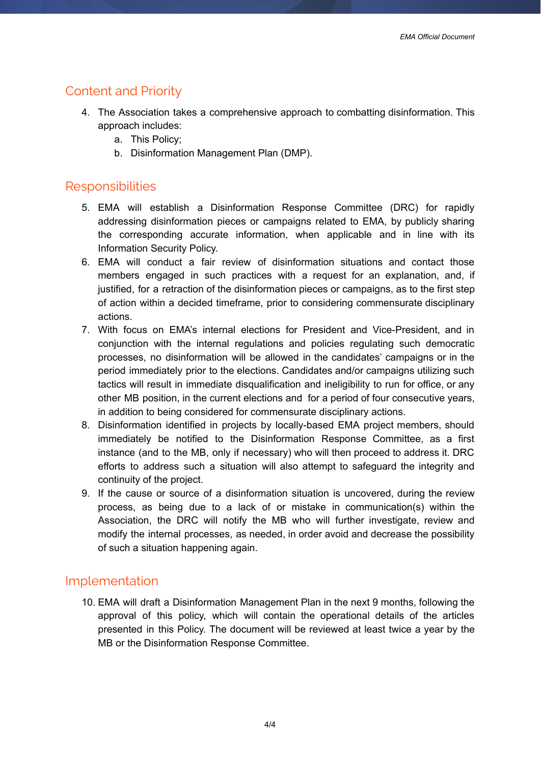## Content and Priority

4. The Association takes a comprehensive approach to combatting disinformation. This approach includes:
   a. This Policy;
   b. Disinformation Management Plan (DMP).

## Responsibilities

5. EMA will establish a Disinformation Response Committee (DRC) for rapidly addressing disinformation pieces or campaigns related to EMA, by publicly sharing the corresponding accurate information, when applicable and in line with its Information Security Policy.
6. EMA will conduct a fair review of disinformation situations and contact those members engaged in such practices with a request for an explanation, and, if justified, for a retraction of the disinformation pieces or campaigns, as to the first step of action within a decided timeframe, prior to considering commensurate disciplinary actions.
7. With focus on EMA's internal elections for President and Vice-President, and in conjunction with the internal regulations and policies regulating such democratic processes, no disinformation will be allowed in the candidates' campaigns or in the period immediately prior to the elections. Candidates and/or campaigns utilizing such tactics will result in immediate disqualification and ineligibility to run for office, or any other MB position, in the current elections and for a period of four consecutive years, in addition to being considered for commensurate disciplinary actions.
8. Disinformation identified in projects by locally-based EMA project members, should immediately be notified to the Disinformation Response Committee, as a first instance (and to the MB, only if necessary) who will then proceed to address it. DRC efforts to address such a situation will also attempt to safeguard the integrity and continuity of the project.
9. If the cause or source of a disinformation situation is uncovered, during the review process, as being due to a lack of or mistake in communication(s) within the Association, the DRC will notify the MB who will further investigate, review and modify the internal processes, as needed, in order avoid and decrease the possibility of such a situation happening again.

## Implementation

10. EMA will draft a Disinformation Management Plan in the next 9 months, following the approval of this policy, which will contain the operational details of the articles presented in this Policy. The document will be reviewed at least twice a year by the MB or the Disinformation Response Committee.